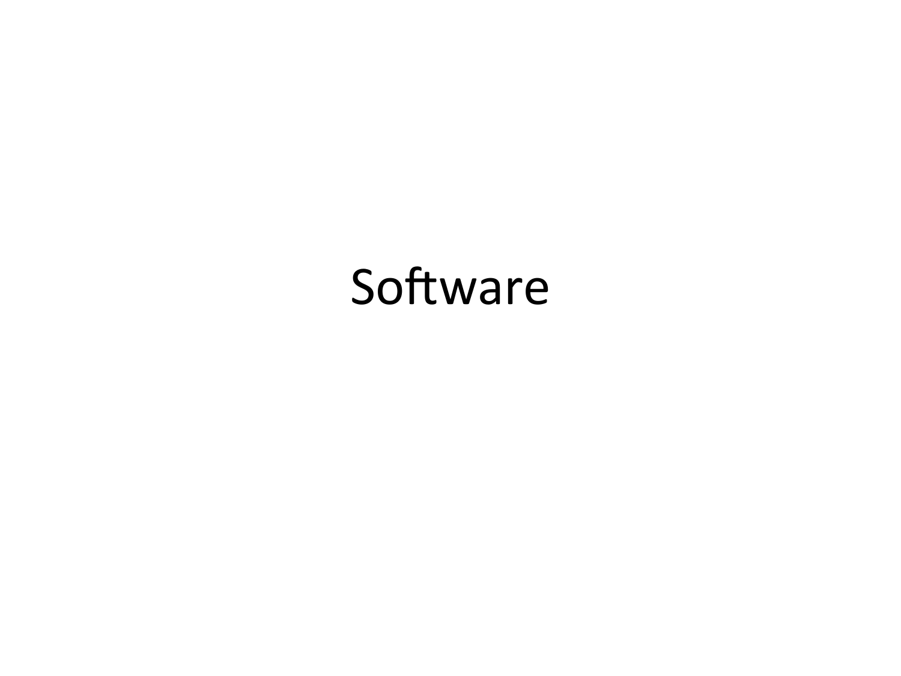# Software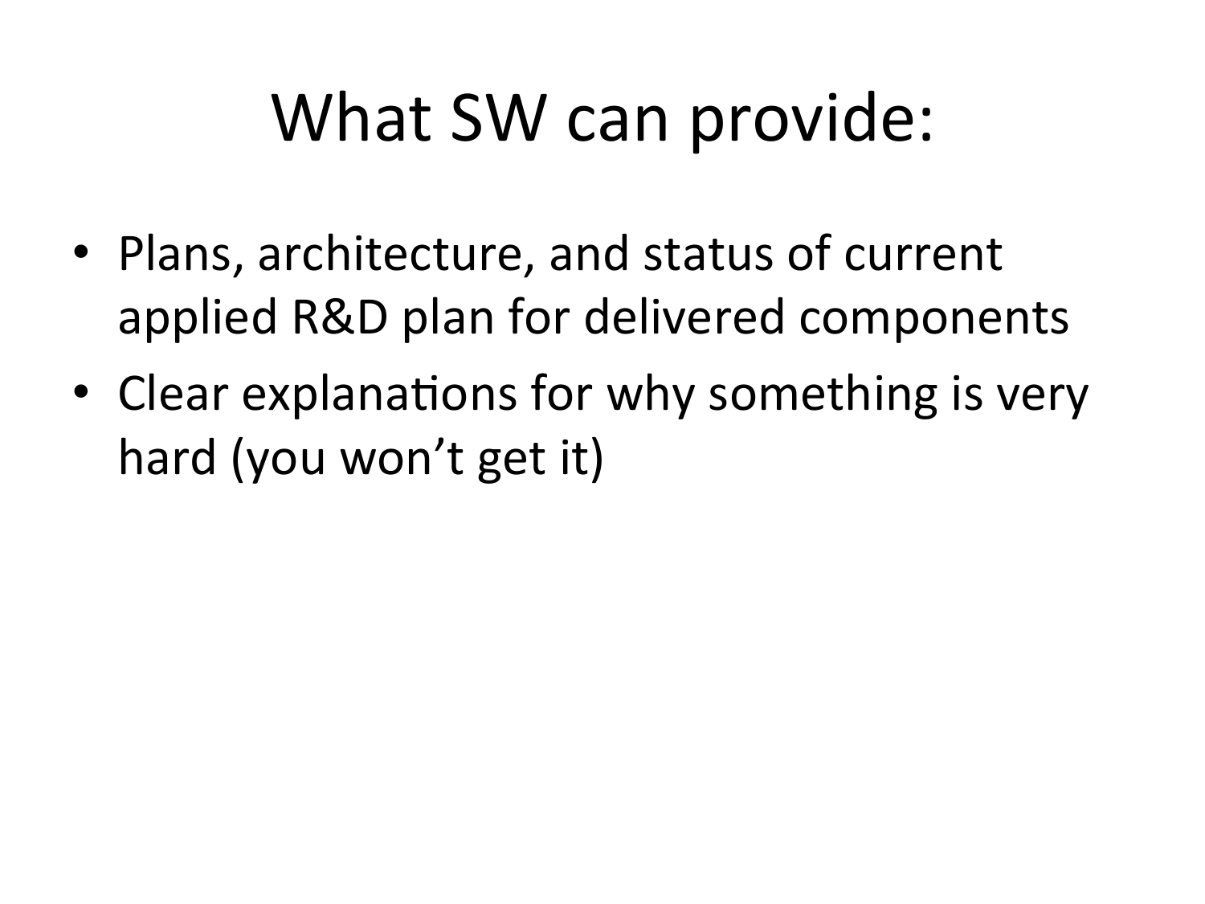# What SW can provide:

- Plans, architecture, and status of current applied R&D plan for delivered components
- Clear explanations for why something is very hard (you won't get it)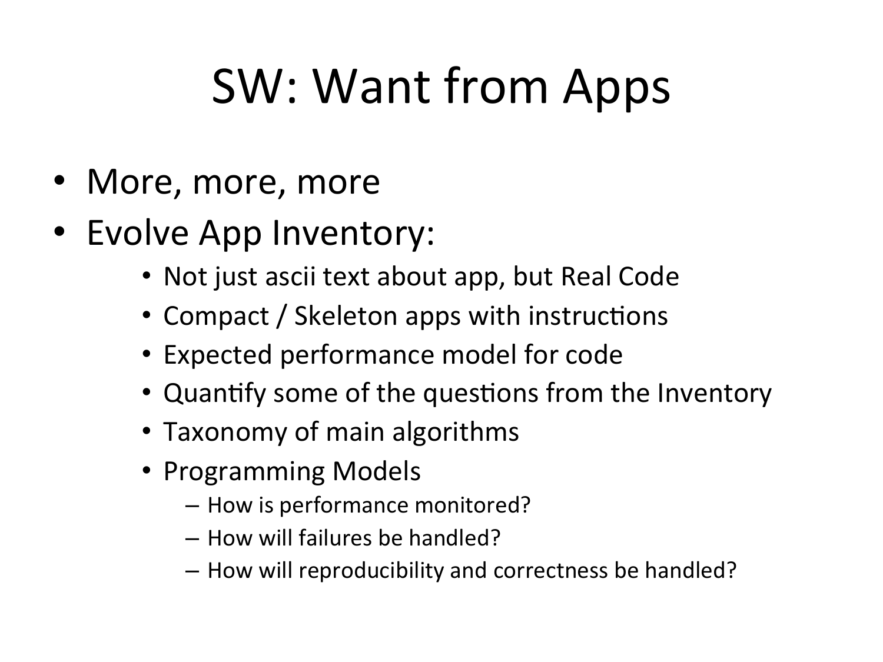# SW: Want from Apps

- More, more, more
- Evolve App Inventory:
  - Not just ascii text about app, but Real Code
  - Compact / Skeleton apps with instructions
  - Expected performance model for code
  - Quantify some of the questions from the Inventory
  - Taxonomy of main algorithms
  - Programming Models
    - How is performance monitored?
    - How will failures be handled?
    - How will reproducibility and correctness be handled?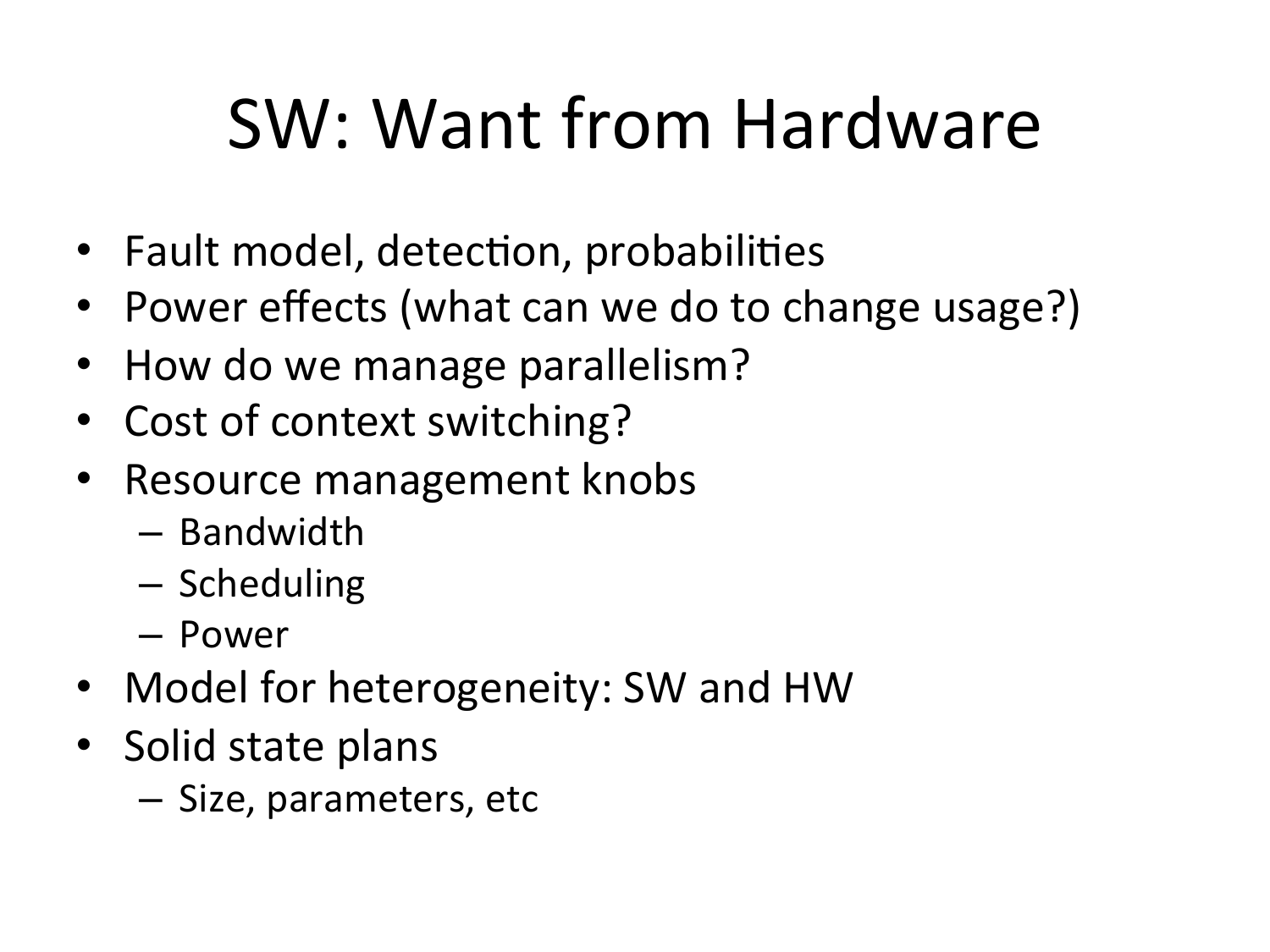# SW: Want from Hardware

- Fault model, detection, probabilities
- Power effects (what can we do to change usage?)
- How do we manage parallelism?
- Cost of context switching?
- Resource management knobs
  - Bandwidth
  - Scheduling
  - Power
- Model for heterogeneity: SW and HW
- Solid state plans
  - Size, parameters, etc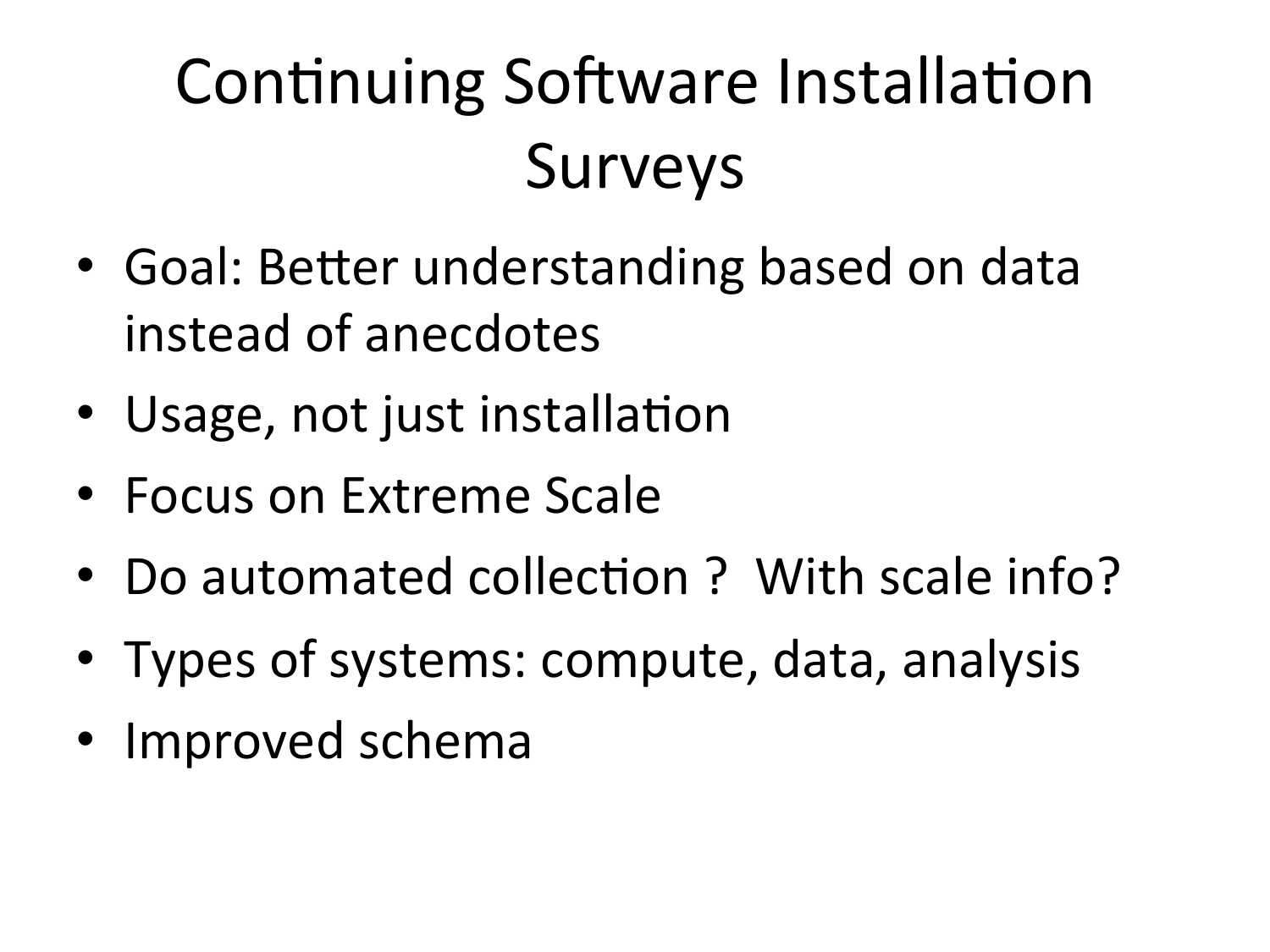# Continuing Software Installation Surveys

- Goal: Better understanding based on data instead of anecdotes
- Usage, not just installation
- Focus on Extreme Scale
- Do automated collection ? With scale info?
- Types of systems: compute, data, analysis
- Improved schema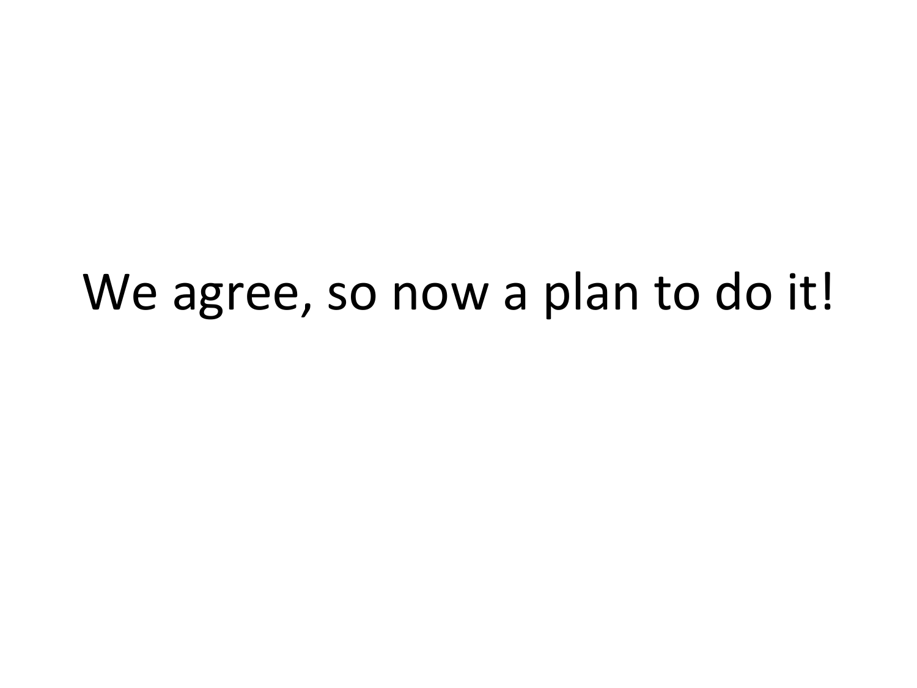We agree, so now a plan to do it!